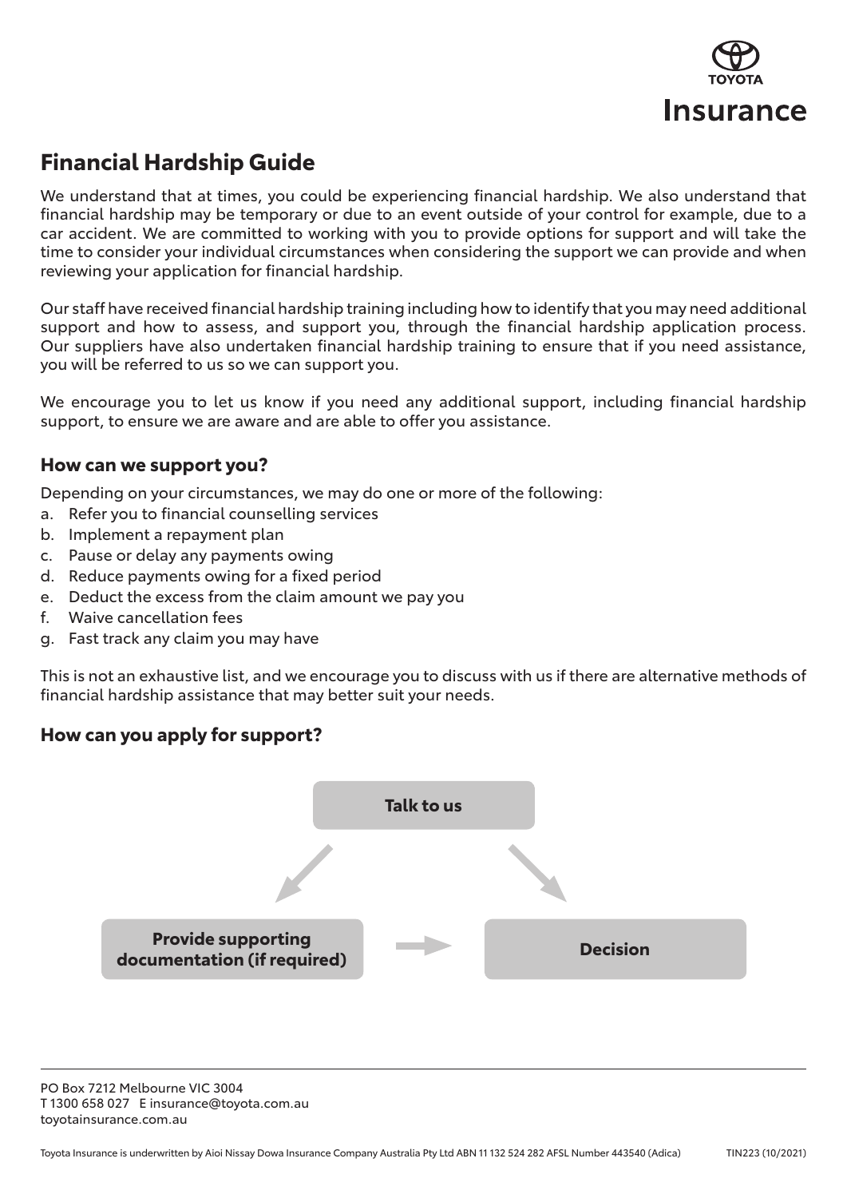Toyota Insurance

# Financial Hardship Guide

We understand that at times, you could be experiencing financial hardship. We also understand that financial hardship may be temporary or due to an event outside of your control for example, due to a car accident. We are committed to working with you to provide options for support and will take the time to consider your individual circumstances when considering the support we can provide and when reviewing your application for financial hardship.

Our staff have received financial hardship training including how to identify that you may need additional support and how to assess, and support you, through the financial hardship application process. Our suppliers have also undertaken financial hardship training to ensure that if you need assistance, you will be referred to us so we can support you.

We encourage you to let us know if you need any additional support, including financial hardship support, to ensure we are aware and are able to offer you assistance.

## How can we support you?

Depending on your circumstances, we may do one or more of the following:

a. Refer you to financial counselling services
b. Implement a repayment plan
c. Pause or delay any payments owing
d. Reduce payments owing for a fixed period
e. Deduct the excess from the claim amount we pay you
f. Waive cancellation fees
g. Fast track any claim you may have

This is not an exhaustive list, and we encourage you to discuss with us if there are alternative methods of financial hardship assistance that may better suit your needs.

## How can you apply for support?

**Talk to us** → **Provide supporting documentation (if required)** → **Decision**

**Talk to us** → **Decision**

PO Box 7212 Melbourne VIC 3004
T 1300 658 027 E insurance@toyota.com.au
toyotainsurance.com.au

Toyota Insurance is underwritten by Aioi Nissay Dowa Insurance Company Australia Pty Ltd ABN 11 132 524 282 AFSL Number 443540 (Adica) TIN223 (10/2021)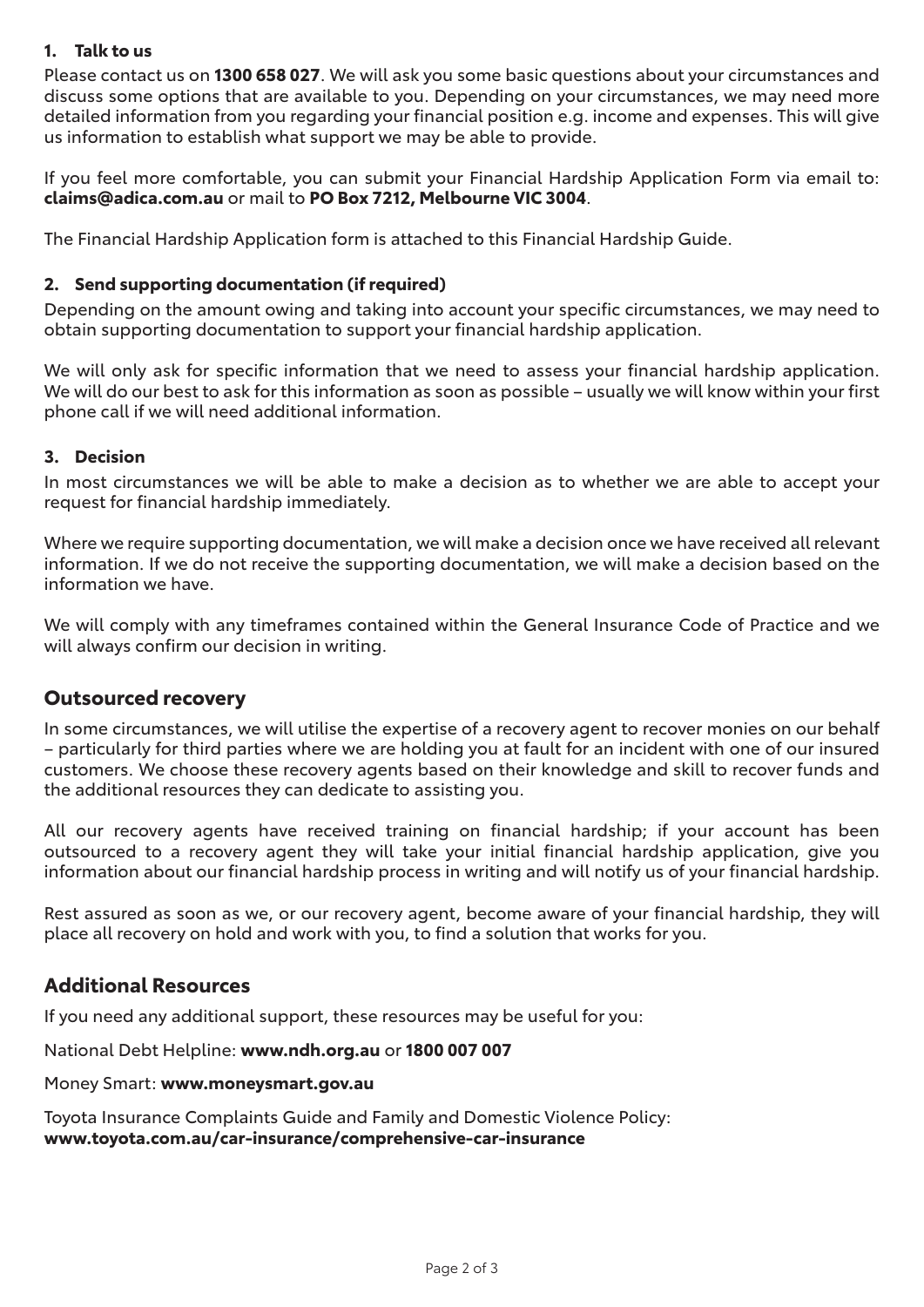### 1. Talk to us

Please contact us on **1300 658 027**. We will ask you some basic questions about your circumstances and discuss some options that are available to you. Depending on your circumstances, we may need more detailed information from you regarding your financial position e.g. income and expenses. This will give us information to establish what support we may be able to provide.

If you feel more comfortable, you can submit your Financial Hardship Application Form via email to: **claims@adica.com.au** or mail to **PO Box 7212, Melbourne VIC 3004**.

The Financial Hardship Application form is attached to this Financial Hardship Guide.

### 2. Send supporting documentation (if required)

Depending on the amount owing and taking into account your specific circumstances, we may need to obtain supporting documentation to support your financial hardship application.

We will only ask for specific information that we need to assess your financial hardship application. We will do our best to ask for this information as soon as possible – usually we will know within your first phone call if we will need additional information.

### 3. Decision

In most circumstances we will be able to make a decision as to whether we are able to accept your request for financial hardship immediately.

Where we require supporting documentation, we will make a decision once we have received all relevant information. If we do not receive the supporting documentation, we will make a decision based on the information we have.

We will comply with any timeframes contained within the General Insurance Code of Practice and we will always confirm our decision in writing.

## Outsourced recovery

In some circumstances, we will utilise the expertise of a recovery agent to recover monies on our behalf – particularly for third parties where we are holding you at fault for an incident with one of our insured customers. We choose these recovery agents based on their knowledge and skill to recover funds and the additional resources they can dedicate to assisting you.

All our recovery agents have received training on financial hardship; if your account has been outsourced to a recovery agent they will take your initial financial hardship application, give you information about our financial hardship process in writing and will notify us of your financial hardship.

Rest assured as soon as we, or our recovery agent, become aware of your financial hardship, they will place all recovery on hold and work with you, to find a solution that works for you.

## Additional Resources

If you need any additional support, these resources may be useful for you:

National Debt Helpline: **www.ndh.org.au** or **1800 007 007**

Money Smart: **www.moneysmart.gov.au**

Toyota Insurance Complaints Guide and Family and Domestic Violence Policy:
**www.toyota.com.au/car-insurance/comprehensive-car-insurance**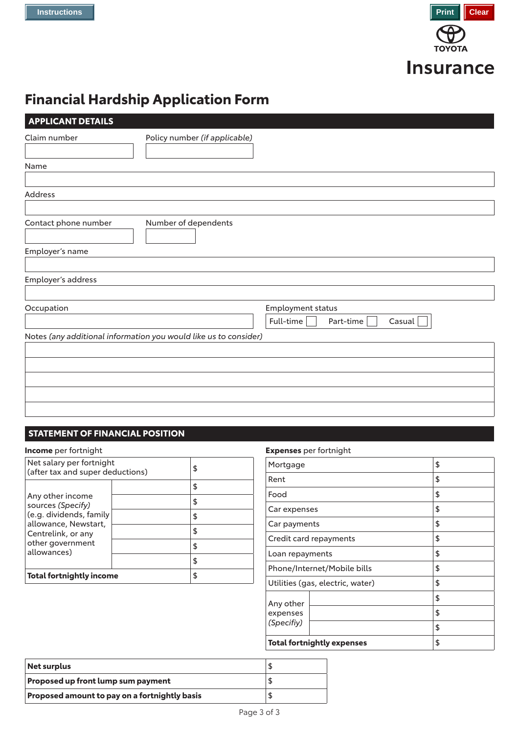Instructions | Print | Clear

TOYOTA

# Insurance

## Financial Hardship Application Form

### APPLICANT DETAILS

Claim number

Policy number *(if applicable)*

Name

Address

Contact phone number

Number of dependents

Employer's name

Employer's address

Occupation

Employment status

Full-time ☐ Part-time ☐ Casual ☐

Notes *(any additional information you would like us to consider)*

### STATEMENT OF FINANCIAL POSITION

**Income** per fortnight

| | | |
|---|---|---|
| Net salary per fortnight (after tax and super deductions) | | $ |
| Any other income sources *(Specify)* (e.g. dividends, family allowance, Newstart, Centrelink, or any other government allowances) | | $ |
| | | $ |
| | | $ |
| | | $ |
| | | $ |
| | | $ |
| **Total fortnightly income** | | $ |

**Expenses** per fortnight

| | | |
|---|---|---|
| Mortgage | | $ |
| Rent | | $ |
| Food | | $ |
| Car expenses | | $ |
| Car payments | | $ |
| Credit card repayments | | $ |
| Loan repayments | | $ |
| Phone/Internet/Mobile bills | | $ |
| Utilities (gas, electric, water) | | $ |
| Any other expenses *(Specifiy)* | | $ |
| | | $ |
| | | $ |
| **Total fortnightly expenses** | | $ |

| | |
|---|---|
| **Net surplus** | $ |
| **Proposed up front lump sum payment** | $ |
| **Proposed amount to pay on a fortnightly basis** | $ |